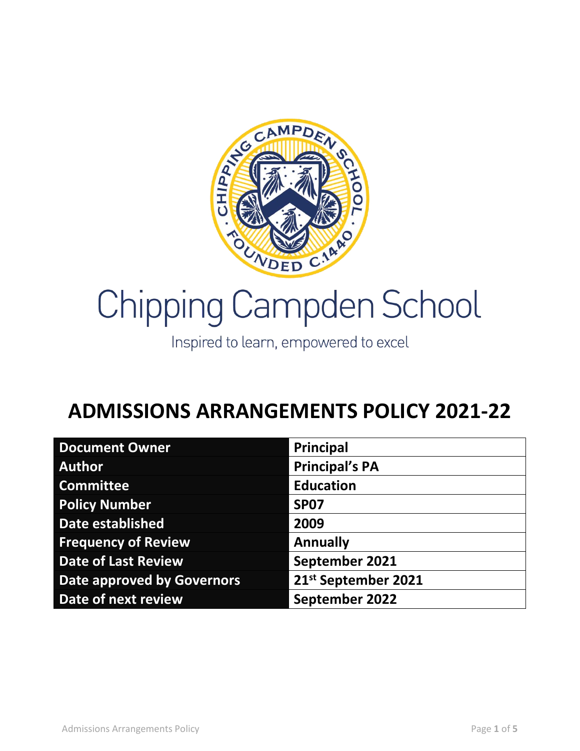# Chipping Campden School

Inspired to learn, empowered to excel

# ADMISSIONS ARRANGEMENTS POLICY 2021-22

| | |
|---|---|
| **Document Owner** | **Principal** |
| **Author** | **Principal's PA** |
| **Committee** | **Education** |
| **Policy Number** | **SP07** |
| **Date established** | **2009** |
| **Frequency of Review** | **Annually** |
| **Date of Last Review** | **September 2021** |
| **Date approved by Governors** | **21st September 2021** |
| **Date of next review** | **September 2022** |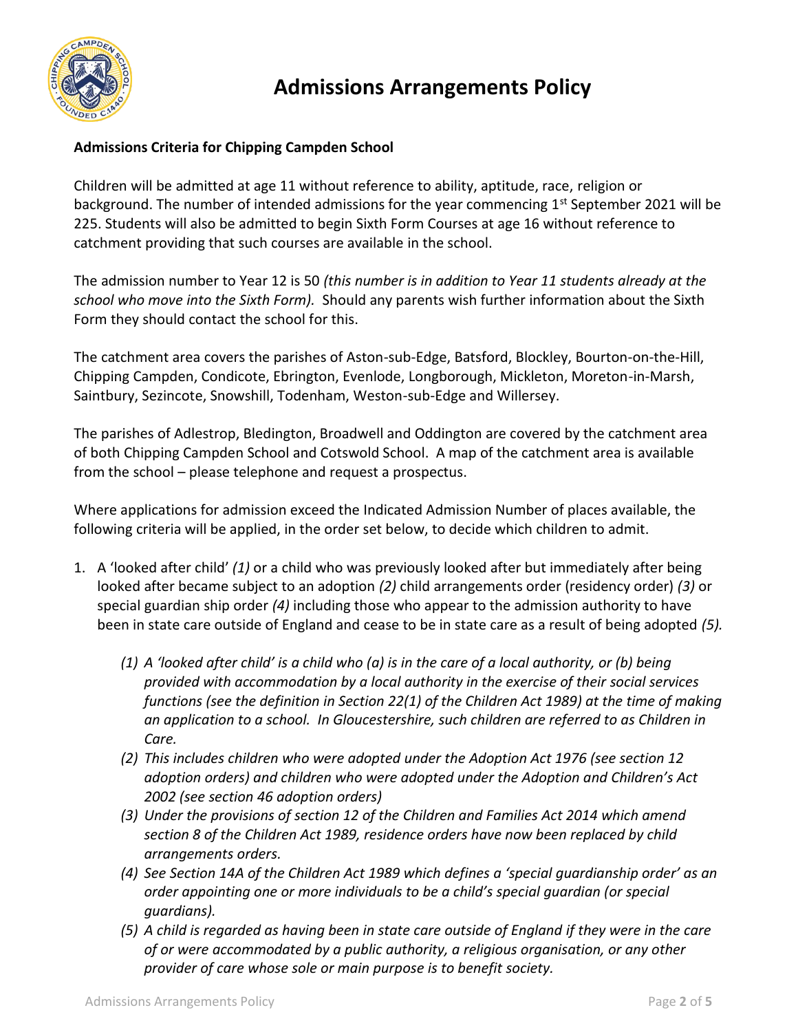# Admissions Arrangements Policy

**Admissions Criteria for Chipping Campden School**

Children will be admitted at age 11 without reference to ability, aptitude, race, religion or background. The number of intended admissions for the year commencing 1st September 2021 will be 225. Students will also be admitted to begin Sixth Form Courses at age 16 without reference to catchment providing that such courses are available in the school.

The admission number to Year 12 is 50 *(this number is in addition to Year 11 students already at the school who move into the Sixth Form).* Should any parents wish further information about the Sixth Form they should contact the school for this.

The catchment area covers the parishes of Aston-sub-Edge, Batsford, Blockley, Bourton-on-the-Hill, Chipping Campden, Condicote, Ebrington, Evenlode, Longborough, Mickleton, Moreton-in-Marsh, Saintbury, Sezincote, Snowshill, Todenham, Weston-sub-Edge and Willersey.

The parishes of Adlestrop, Bledington, Broadwell and Oddington are covered by the catchment area of both Chipping Campden School and Cotswold School. A map of the catchment area is available from the school – please telephone and request a prospectus.

Where applications for admission exceed the Indicated Admission Number of places available, the following criteria will be applied, in the order set below, to decide which children to admit.

1. A 'looked after child' *(1)* or a child who was previously looked after but immediately after being looked after became subject to an adoption *(2)* child arrangements order (residency order) *(3)* or special guardian ship order *(4)* including those who appear to the admission authority to have been in state care outside of England and cease to be in state care as a result of being adopted *(5).*

    *(1) A 'looked after child' is a child who (a) is in the care of a local authority, or (b) being provided with accommodation by a local authority in the exercise of their social services functions (see the definition in Section 22(1) of the Children Act 1989) at the time of making an application to a school. In Gloucestershire, such children are referred to as Children in Care.*

    *(2) This includes children who were adopted under the Adoption Act 1976 (see section 12 adoption orders) and children who were adopted under the Adoption and Children's Act 2002 (see section 46 adoption orders)*

    *(3) Under the provisions of section 12 of the Children and Families Act 2014 which amend section 8 of the Children Act 1989, residence orders have now been replaced by child arrangements orders.*

    *(4) See Section 14A of the Children Act 1989 which defines a 'special guardianship order' as an order appointing one or more individuals to be a child's special guardian (or special guardians).*

    *(5) A child is regarded as having been in state care outside of England if they were in the care of or were accommodated by a public authority, a religious organisation, or any other provider of care whose sole or main purpose is to benefit society.*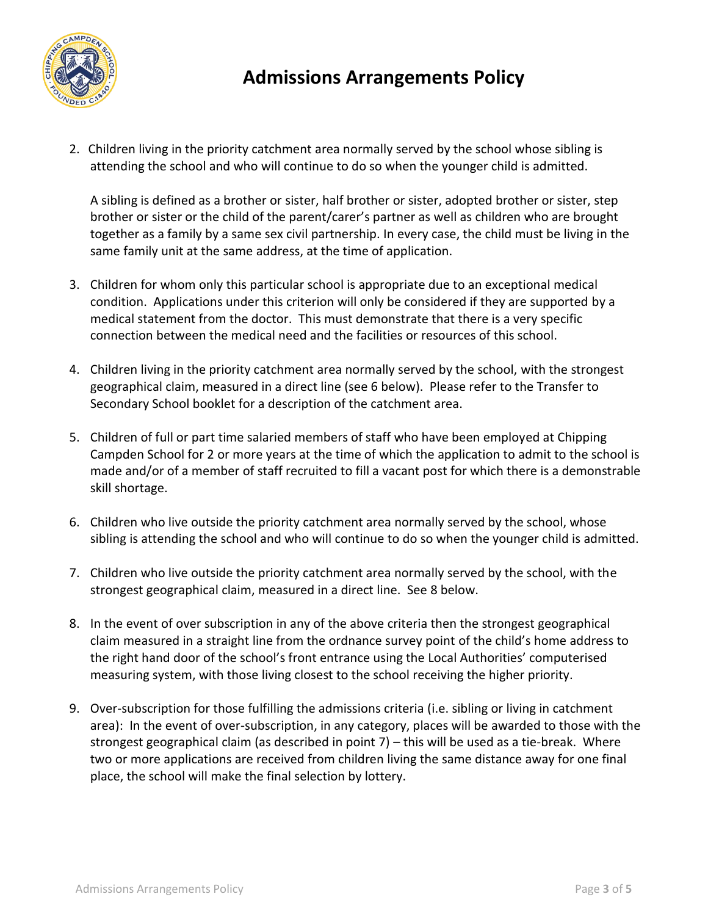# Admissions Arrangements Policy

2. Children living in the priority catchment area normally served by the school whose sibling is attending the school and who will continue to do so when the younger child is admitted.

   A sibling is defined as a brother or sister, half brother or sister, adopted brother or sister, step brother or sister or the child of the parent/carer's partner as well as children who are brought together as a family by a same sex civil partnership. In every case, the child must be living in the same family unit at the same address, at the time of application.

3. Children for whom only this particular school is appropriate due to an exceptional medical condition. Applications under this criterion will only be considered if they are supported by a medical statement from the doctor. This must demonstrate that there is a very specific connection between the medical need and the facilities or resources of this school.

4. Children living in the priority catchment area normally served by the school, with the strongest geographical claim, measured in a direct line (see 6 below). Please refer to the Transfer to Secondary School booklet for a description of the catchment area.

5. Children of full or part time salaried members of staff who have been employed at Chipping Campden School for 2 or more years at the time of which the application to admit to the school is made and/or of a member of staff recruited to fill a vacant post for which there is a demonstrable skill shortage.

6. Children who live outside the priority catchment area normally served by the school, whose sibling is attending the school and who will continue to do so when the younger child is admitted.

7. Children who live outside the priority catchment area normally served by the school, with the strongest geographical claim, measured in a direct line. See 8 below.

8. In the event of over subscription in any of the above criteria then the strongest geographical claim measured in a straight line from the ordnance survey point of the child's home address to the right hand door of the school's front entrance using the Local Authorities' computerised measuring system, with those living closest to the school receiving the higher priority.

9. Over-subscription for those fulfilling the admissions criteria (i.e. sibling or living in catchment area): In the event of over-subscription, in any category, places will be awarded to those with the strongest geographical claim (as described in point 7) – this will be used as a tie-break. Where two or more applications are received from children living the same distance away for one final place, the school will make the final selection by lottery.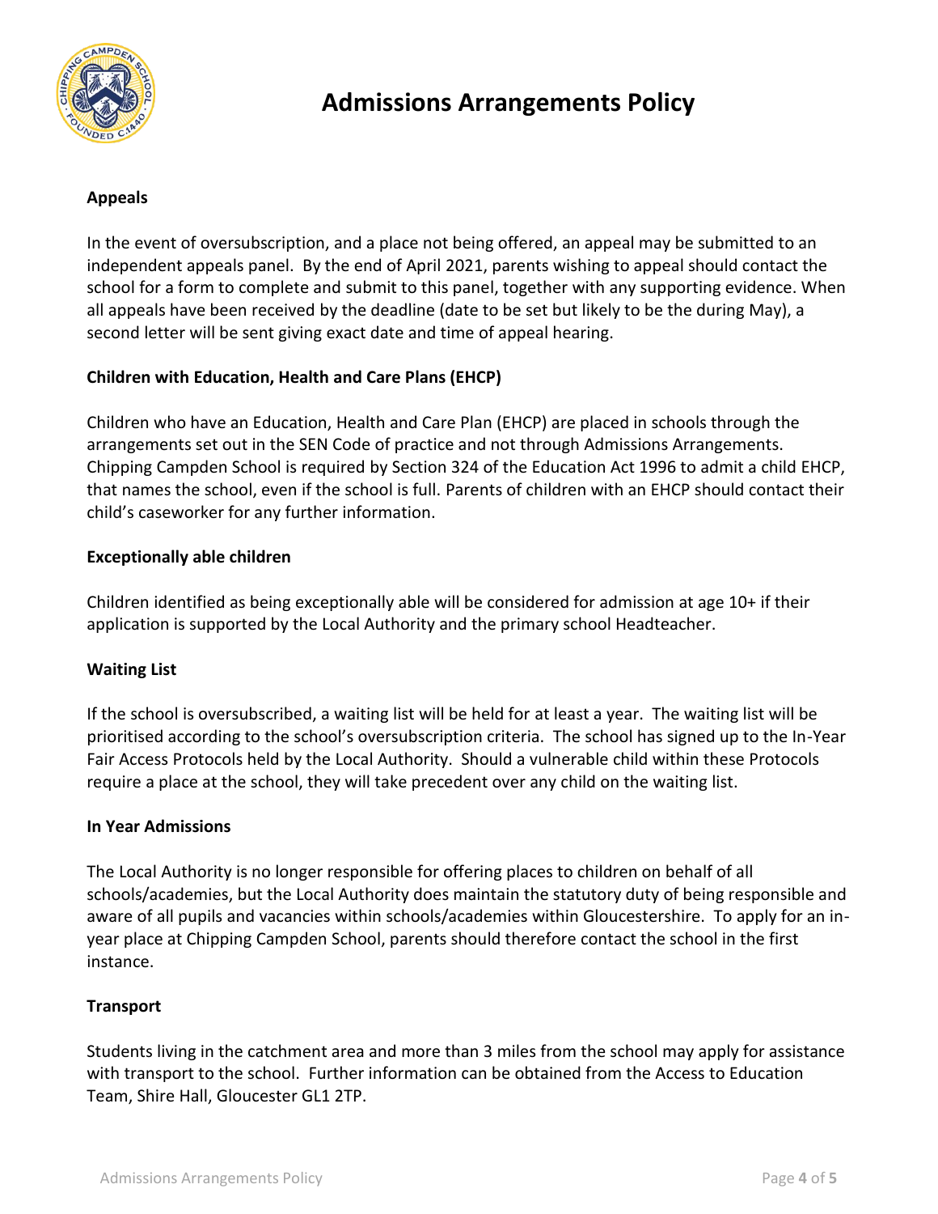### Appeals

In the event of oversubscription, and a place not being offered, an appeal may be submitted to an independent appeals panel. By the end of April 2021, parents wishing to appeal should contact the school for a form to complete and submit to this panel, together with any supporting evidence. When all appeals have been received by the deadline (date to be set but likely to be the during May), a second letter will be sent giving exact date and time of appeal hearing.

### Children with Education, Health and Care Plans (EHCP)

Children who have an Education, Health and Care Plan (EHCP) are placed in schools through the arrangements set out in the SEN Code of practice and not through Admissions Arrangements. Chipping Campden School is required by Section 324 of the Education Act 1996 to admit a child EHCP, that names the school, even if the school is full. Parents of children with an EHCP should contact their child's caseworker for any further information.

### Exceptionally able children

Children identified as being exceptionally able will be considered for admission at age 10+ if their application is supported by the Local Authority and the primary school Headteacher.

### Waiting List

If the school is oversubscribed, a waiting list will be held for at least a year. The waiting list will be prioritised according to the school's oversubscription criteria. The school has signed up to the In-Year Fair Access Protocols held by the Local Authority. Should a vulnerable child within these Protocols require a place at the school, they will take precedent over any child on the waiting list.

### In Year Admissions

The Local Authority is no longer responsible for offering places to children on behalf of all schools/academies, but the Local Authority does maintain the statutory duty of being responsible and aware of all pupils and vacancies within schools/academies within Gloucestershire. To apply for an in-year place at Chipping Campden School, parents should therefore contact the school in the first instance.

### Transport

Students living in the catchment area and more than 3 miles from the school may apply for assistance with transport to the school. Further information can be obtained from the Access to Education Team, Shire Hall, Gloucester GL1 2TP.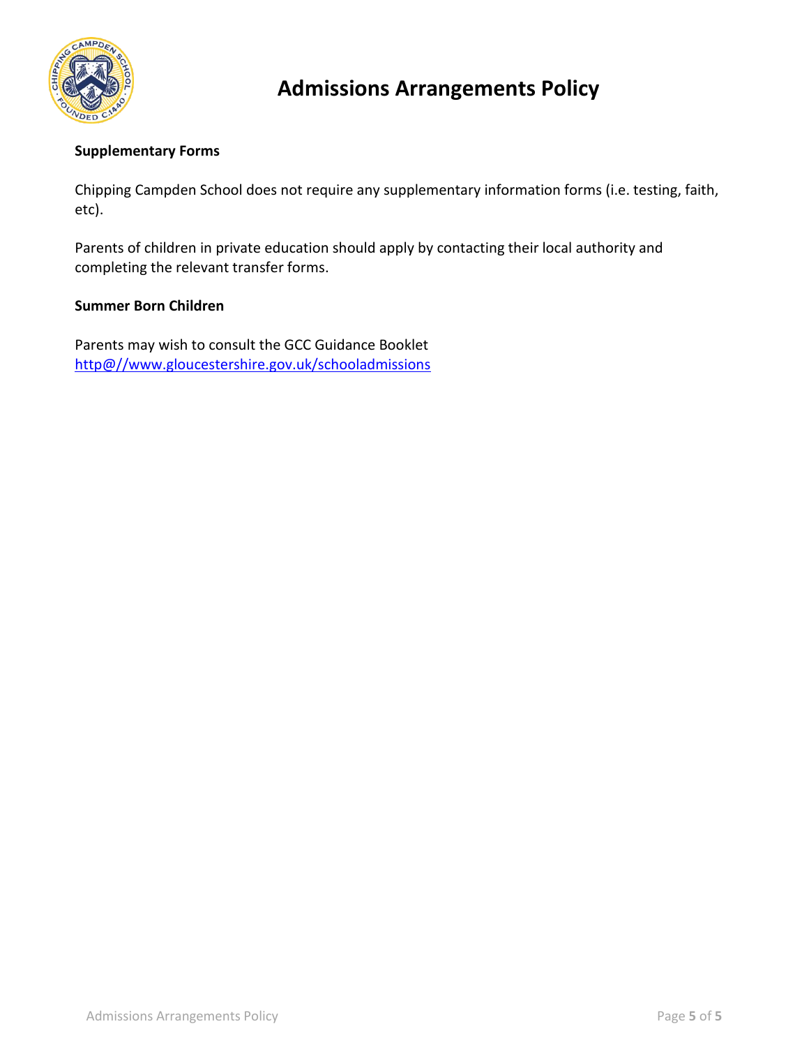**Supplementary Forms**

Chipping Campden School does not require any supplementary information forms (i.e. testing, faith, etc).

Parents of children in private education should apply by contacting their local authority and completing the relevant transfer forms.

**Summer Born Children**

Parents may wish to consult the GCC Guidance Booklet
http@//www.gloucestershire.gov.uk/schooladmissions